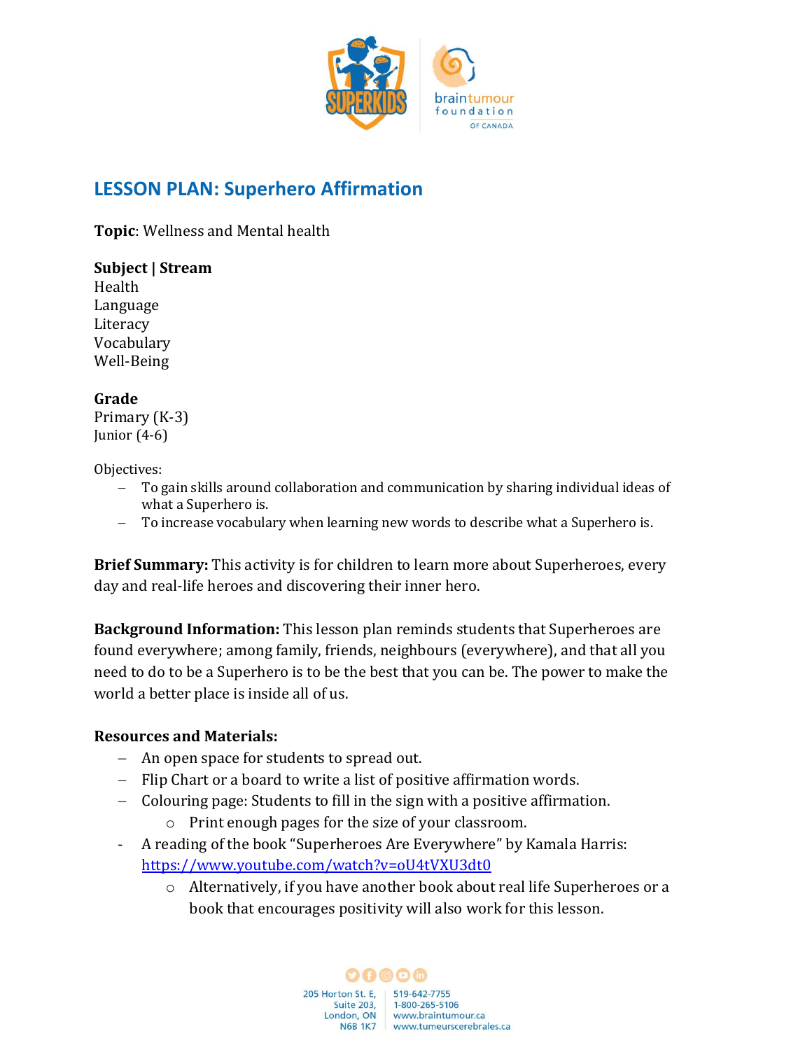# LESSON PLAN: Superhero Affirmation

**Topic**: Wellness and Mental health

**Subject | Stream**
Health
Language
Literacy
Vocabulary
Well-Being

**Grade**
Primary (K-3)
Junior (4-6)

Objectives:

- To gain skills around collaboration and communication by sharing individual ideas of what a Superhero is.
- To increase vocabulary when learning new words to describe what a Superhero is.

**Brief Summary:** This activity is for children to learn more about Superheroes, every day and real-life heroes and discovering their inner hero.

**Background Information:** This lesson plan reminds students that Superheroes are found everywhere; among family, friends, neighbours (everywhere), and that all you need to do to be a Superhero is to be the best that you can be. The power to make the world a better place is inside all of us.

**Resources and Materials:**

- An open space for students to spread out.
- Flip Chart or a board to write a list of positive affirmation words.
- Colouring page: Students to fill in the sign with a positive affirmation.
  - Print enough pages for the size of your classroom.
- A reading of the book "Superheroes Are Everywhere" by Kamala Harris: https://www.youtube.com/watch?v=oU4tVXU3dt0
  - Alternatively, if you have another book about real life Superheroes or a book that encourages positivity will also work for this lesson.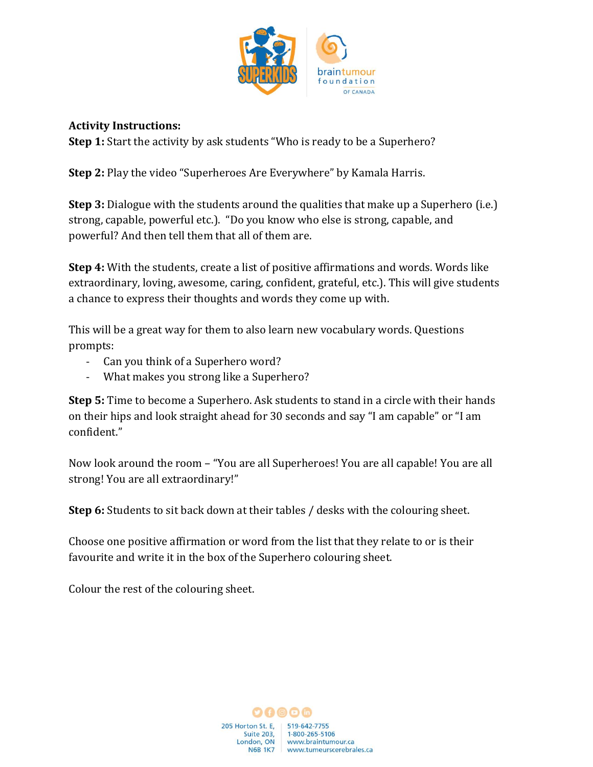**Activity Instructions:**

**Step 1:** Start the activity by ask students "Who is ready to be a Superhero?

**Step 2:** Play the video "Superheroes Are Everywhere" by Kamala Harris.

**Step 3:** Dialogue with the students around the qualities that make up a Superhero (i.e.) strong, capable, powerful etc.). "Do you know who else is strong, capable, and powerful? And then tell them that all of them are.

**Step 4:** With the students, create a list of positive affirmations and words. Words like extraordinary, loving, awesome, caring, confident, grateful, etc.). This will give students a chance to express their thoughts and words they come up with.

This will be a great way for them to also learn new vocabulary words. Questions prompts:

- Can you think of a Superhero word?
- What makes you strong like a Superhero?

**Step 5:** Time to become a Superhero. Ask students to stand in a circle with their hands on their hips and look straight ahead for 30 seconds and say "I am capable" or "I am confident."

Now look around the room – "You are all Superheroes! You are all capable! You are all strong! You are all extraordinary!"

**Step 6:** Students to sit back down at their tables / desks with the colouring sheet.

Choose one positive affirmation or word from the list that they relate to or is their favourite and write it in the box of the Superhero colouring sheet.

Colour the rest of the colouring sheet.